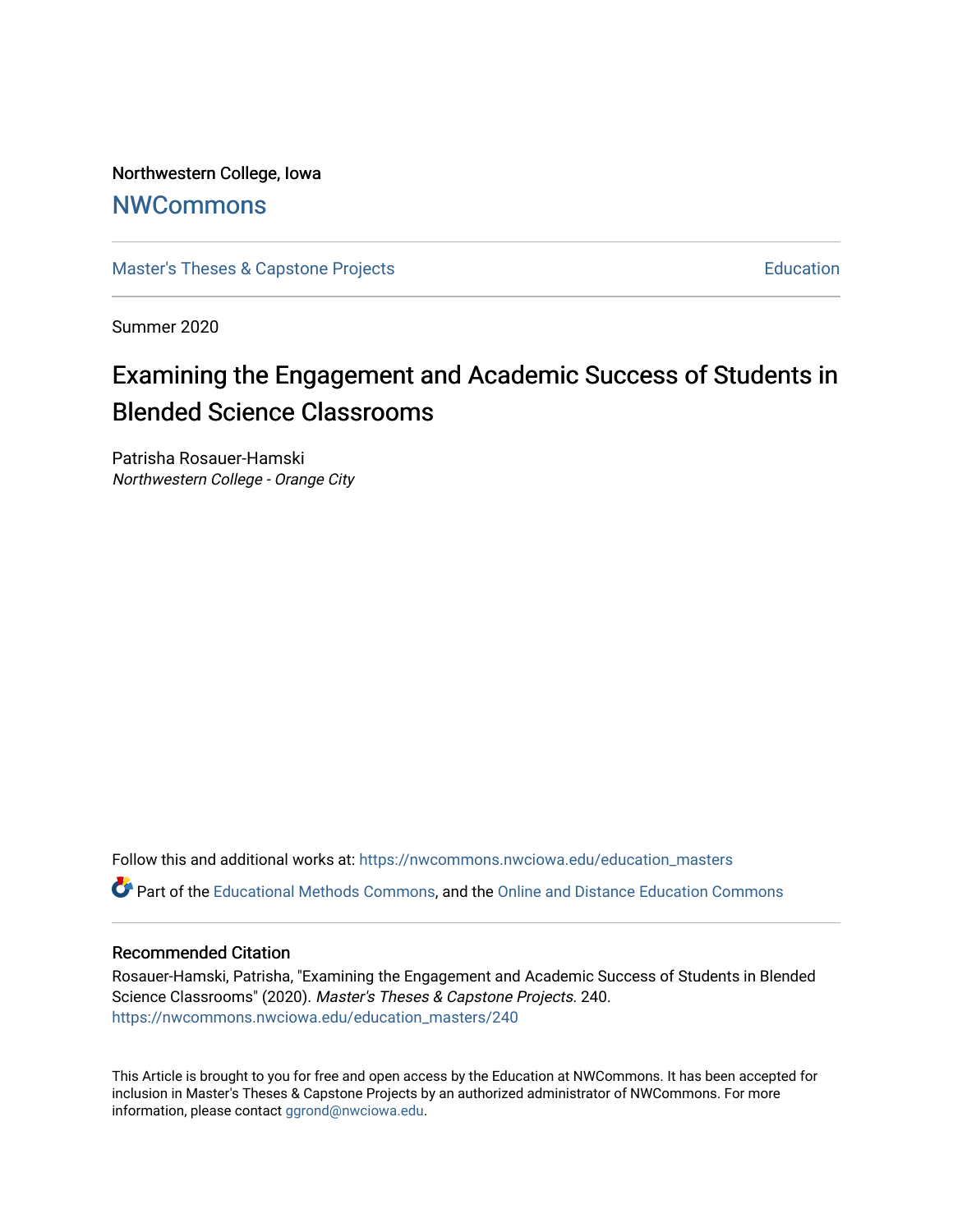Northwestern College, Iowa

## NWCommons

Master's Theses & Capstone Projects | Education

Summer 2020

# Examining the Engagement and Academic Success of Students in Blended Science Classrooms

Patrisha Rosauer-Hamski

*Northwestern College - Orange City*

Follow this and additional works at: https://nwcommons.nwciowa.edu/education_masters

Part of the Educational Methods Commons, and the Online and Distance Education Commons

### Recommended Citation

Rosauer-Hamski, Patrisha, "Examining the Engagement and Academic Success of Students in Blended Science Classrooms" (2020). *Master's Theses & Capstone Projects*. 240.
https://nwcommons.nwciowa.edu/education_masters/240

This Article is brought to you for free and open access by the Education at NWCommons. It has been accepted for inclusion in Master's Theses & Capstone Projects by an authorized administrator of NWCommons. For more information, please contact ggrond@nwciowa.edu.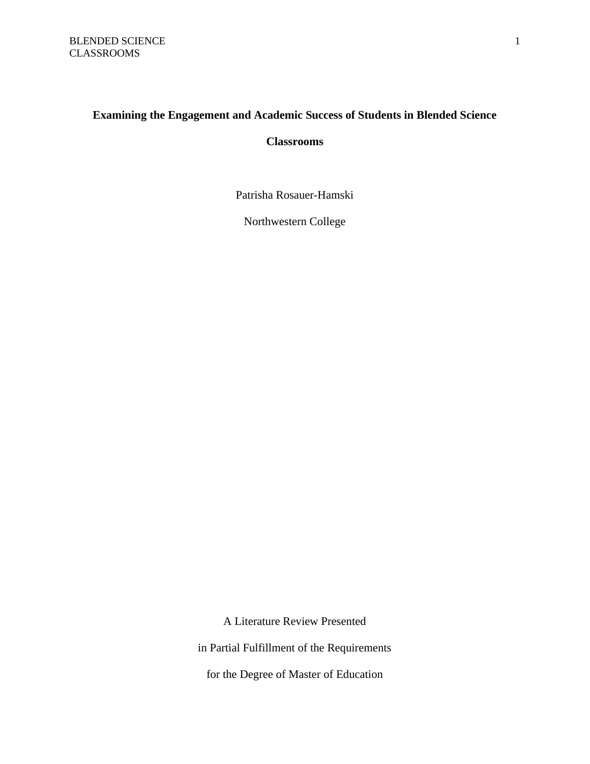# Examining the Engagement and Academic Success of Students in Blended Science Classrooms

Patrisha Rosauer-Hamski

Northwestern College

A Literature Review Presented

in Partial Fulfillment of the Requirements

for the Degree of Master of Education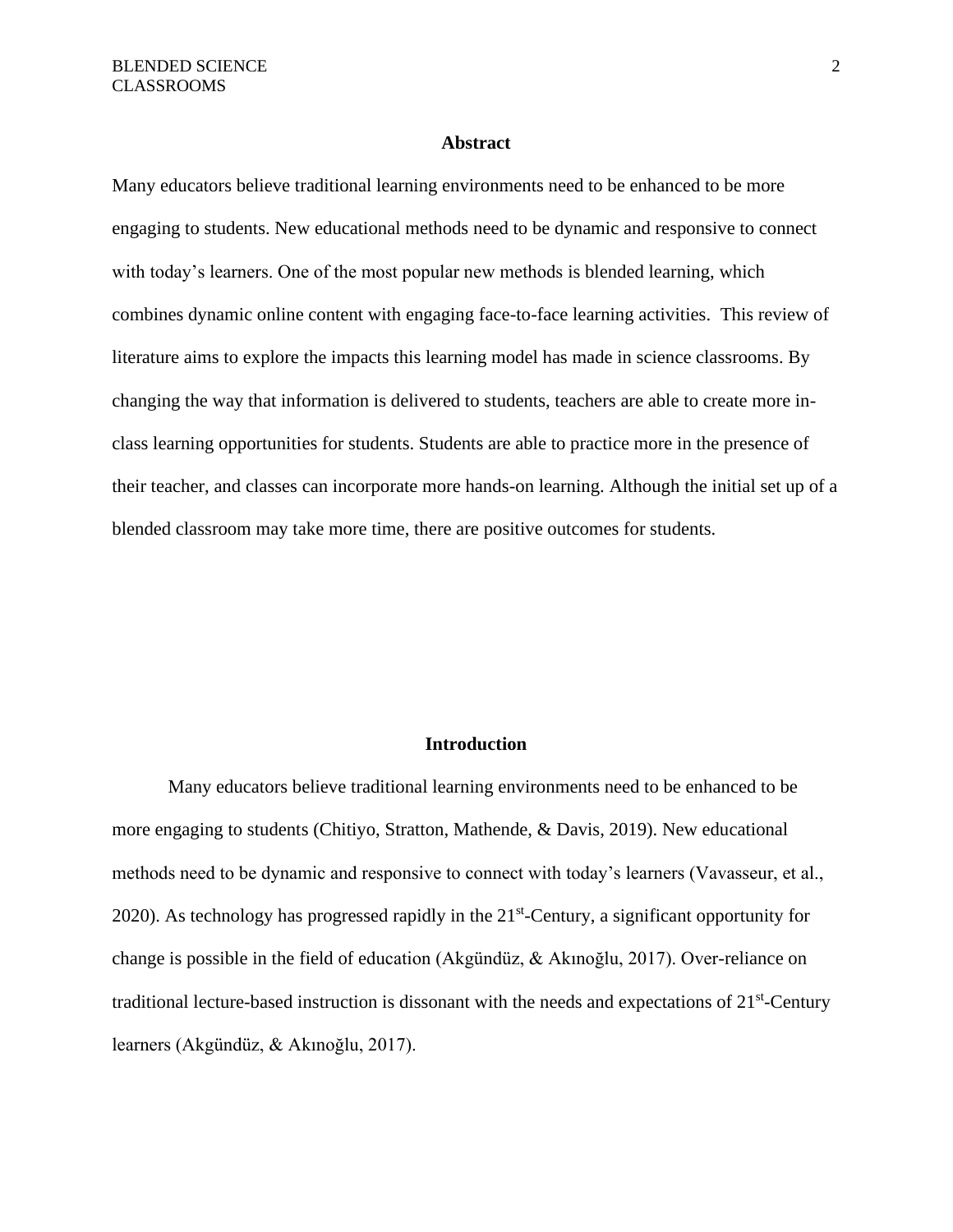## Abstract

Many educators believe traditional learning environments need to be enhanced to be more engaging to students. New educational methods need to be dynamic and responsive to connect with today's learners. One of the most popular new methods is blended learning, which combines dynamic online content with engaging face-to-face learning activities. This review of literature aims to explore the impacts this learning model has made in science classrooms. By changing the way that information is delivered to students, teachers are able to create more in-class learning opportunities for students. Students are able to practice more in the presence of their teacher, and classes can incorporate more hands-on learning. Although the initial set up of a blended classroom may take more time, there are positive outcomes for students.

## Introduction

Many educators believe traditional learning environments need to be enhanced to be more engaging to students (Chitiyo, Stratton, Mathende, & Davis, 2019). New educational methods need to be dynamic and responsive to connect with today's learners (Vavasseur, et al., 2020). As technology has progressed rapidly in the 21st-Century, a significant opportunity for change is possible in the field of education (Akgündüz, & Akınoğlu, 2017). Over-reliance on traditional lecture-based instruction is dissonant with the needs and expectations of 21st-Century learners (Akgündüz, & Akınoğlu, 2017).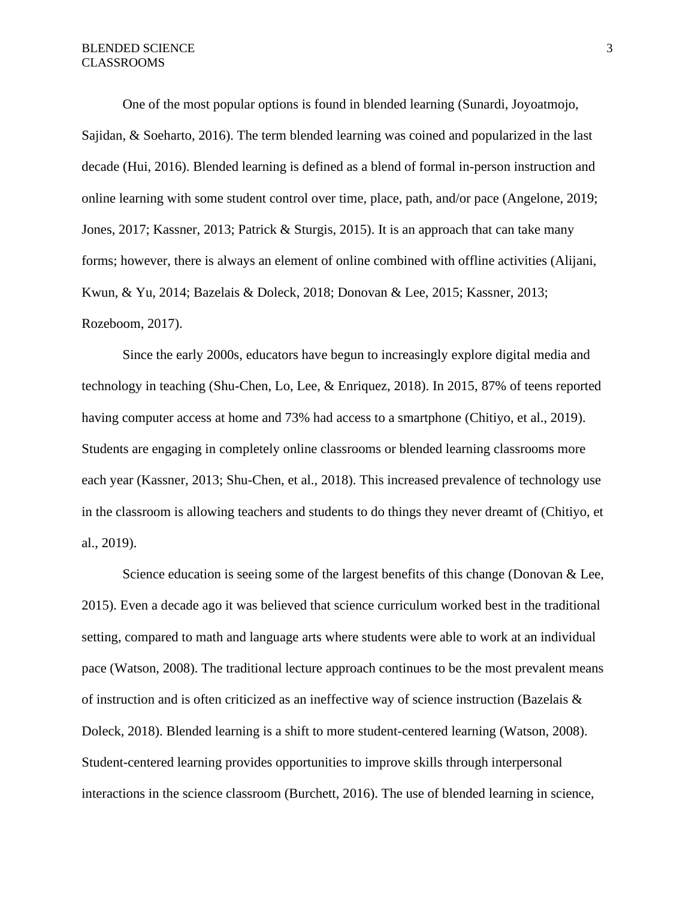One of the most popular options is found in blended learning (Sunardi, Joyoatmojo, Sajidan, & Soeharto, 2016). The term blended learning was coined and popularized in the last decade (Hui, 2016). Blended learning is defined as a blend of formal in-person instruction and online learning with some student control over time, place, path, and/or pace (Angelone, 2019; Jones, 2017; Kassner, 2013; Patrick & Sturgis, 2015). It is an approach that can take many forms; however, there is always an element of online combined with offline activities (Alijani, Kwun, & Yu, 2014; Bazelais & Doleck, 2018; Donovan & Lee, 2015; Kassner, 2013; Rozeboom, 2017).

Since the early 2000s, educators have begun to increasingly explore digital media and technology in teaching (Shu-Chen, Lo, Lee, & Enriquez, 2018). In 2015, 87% of teens reported having computer access at home and 73% had access to a smartphone (Chitiyo, et al., 2019). Students are engaging in completely online classrooms or blended learning classrooms more each year (Kassner, 2013; Shu-Chen, et al., 2018). This increased prevalence of technology use in the classroom is allowing teachers and students to do things they never dreamt of (Chitiyo, et al., 2019).

Science education is seeing some of the largest benefits of this change (Donovan & Lee, 2015). Even a decade ago it was believed that science curriculum worked best in the traditional setting, compared to math and language arts where students were able to work at an individual pace (Watson, 2008). The traditional lecture approach continues to be the most prevalent means of instruction and is often criticized as an ineffective way of science instruction (Bazelais & Doleck, 2018). Blended learning is a shift to more student-centered learning (Watson, 2008). Student-centered learning provides opportunities to improve skills through interpersonal interactions in the science classroom (Burchett, 2016). The use of blended learning in science,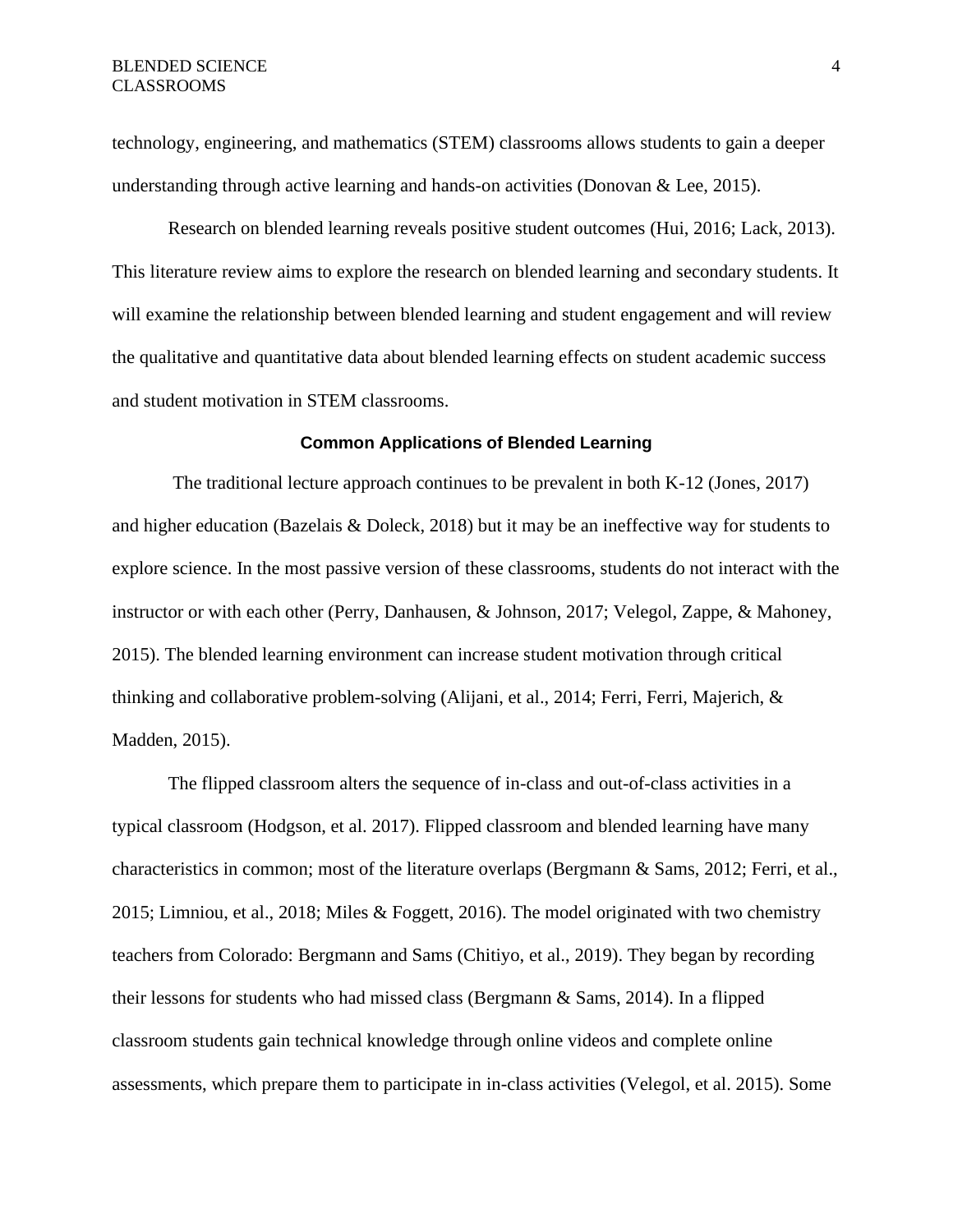technology, engineering, and mathematics (STEM) classrooms allows students to gain a deeper understanding through active learning and hands-on activities (Donovan & Lee, 2015).

Research on blended learning reveals positive student outcomes (Hui, 2016; Lack, 2013). This literature review aims to explore the research on blended learning and secondary students. It will examine the relationship between blended learning and student engagement and will review the qualitative and quantitative data about blended learning effects on student academic success and student motivation in STEM classrooms.

## Common Applications of Blended Learning

The traditional lecture approach continues to be prevalent in both K-12 (Jones, 2017) and higher education (Bazelais & Doleck, 2018) but it may be an ineffective way for students to explore science. In the most passive version of these classrooms, students do not interact with the instructor or with each other (Perry, Danhausen, & Johnson, 2017; Velegol, Zappe, & Mahoney, 2015). The blended learning environment can increase student motivation through critical thinking and collaborative problem-solving (Alijani, et al., 2014; Ferri, Ferri, Majerich, & Madden, 2015).

The flipped classroom alters the sequence of in-class and out-of-class activities in a typical classroom (Hodgson, et al. 2017). Flipped classroom and blended learning have many characteristics in common; most of the literature overlaps (Bergmann & Sams, 2012; Ferri, et al., 2015; Limniou, et al., 2018; Miles & Foggett, 2016). The model originated with two chemistry teachers from Colorado: Bergmann and Sams (Chitiyo, et al., 2019). They began by recording their lessons for students who had missed class (Bergmann & Sams, 2014). In a flipped classroom students gain technical knowledge through online videos and complete online assessments, which prepare them to participate in in-class activities (Velegol, et al. 2015). Some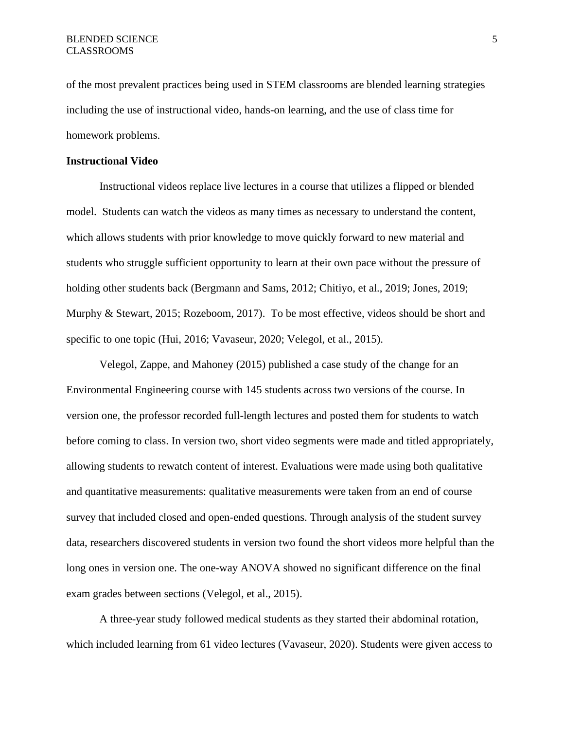of the most prevalent practices being used in STEM classrooms are blended learning strategies including the use of instructional video, hands-on learning, and the use of class time for homework problems.

**Instructional Video**

Instructional videos replace live lectures in a course that utilizes a flipped or blended model. Students can watch the videos as many times as necessary to understand the content, which allows students with prior knowledge to move quickly forward to new material and students who struggle sufficient opportunity to learn at their own pace without the pressure of holding other students back (Bergmann and Sams, 2012; Chitiyo, et al., 2019; Jones, 2019; Murphy & Stewart, 2015; Rozeboom, 2017). To be most effective, videos should be short and specific to one topic (Hui, 2016; Vavaseur, 2020; Velegol, et al., 2015).

Velegol, Zappe, and Mahoney (2015) published a case study of the change for an Environmental Engineering course with 145 students across two versions of the course. In version one, the professor recorded full-length lectures and posted them for students to watch before coming to class. In version two, short video segments were made and titled appropriately, allowing students to rewatch content of interest. Evaluations were made using both qualitative and quantitative measurements: qualitative measurements were taken from an end of course survey that included closed and open-ended questions. Through analysis of the student survey data, researchers discovered students in version two found the short videos more helpful than the long ones in version one. The one-way ANOVA showed no significant difference on the final exam grades between sections (Velegol, et al., 2015).

A three-year study followed medical students as they started their abdominal rotation, which included learning from 61 video lectures (Vavaseur, 2020). Students were given access to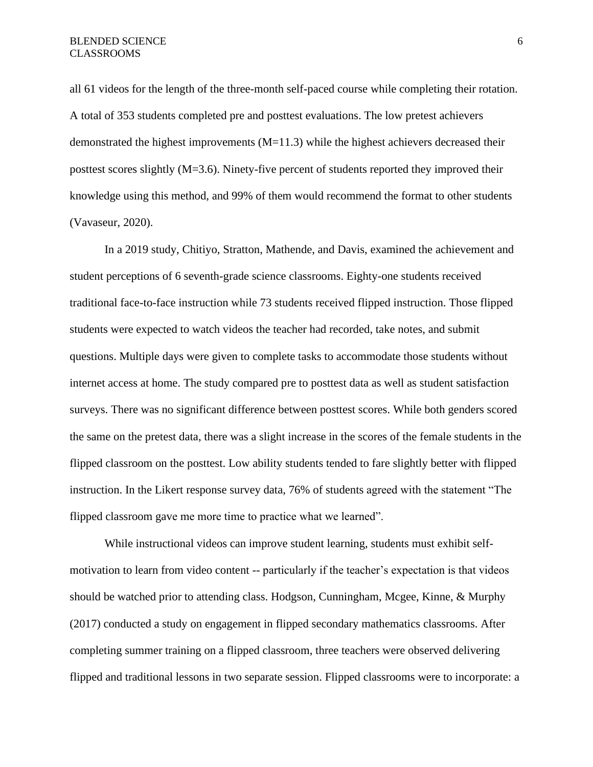all 61 videos for the length of the three-month self-paced course while completing their rotation. A total of 353 students completed pre and posttest evaluations. The low pretest achievers demonstrated the highest improvements (M=11.3) while the highest achievers decreased their posttest scores slightly (M=3.6). Ninety-five percent of students reported they improved their knowledge using this method, and 99% of them would recommend the format to other students (Vavaseur, 2020).

In a 2019 study, Chitiyo, Stratton, Mathende, and Davis, examined the achievement and student perceptions of 6 seventh-grade science classrooms. Eighty-one students received traditional face-to-face instruction while 73 students received flipped instruction. Those flipped students were expected to watch videos the teacher had recorded, take notes, and submit questions. Multiple days were given to complete tasks to accommodate those students without internet access at home. The study compared pre to posttest data as well as student satisfaction surveys. There was no significant difference between posttest scores. While both genders scored the same on the pretest data, there was a slight increase in the scores of the female students in the flipped classroom on the posttest. Low ability students tended to fare slightly better with flipped instruction. In the Likert response survey data, 76% of students agreed with the statement "The flipped classroom gave me more time to practice what we learned".

While instructional videos can improve student learning, students must exhibit self-motivation to learn from video content -- particularly if the teacher's expectation is that videos should be watched prior to attending class. Hodgson, Cunningham, Mcgee, Kinne, & Murphy (2017) conducted a study on engagement in flipped secondary mathematics classrooms. After completing summer training on a flipped classroom, three teachers were observed delivering flipped and traditional lessons in two separate session. Flipped classrooms were to incorporate: a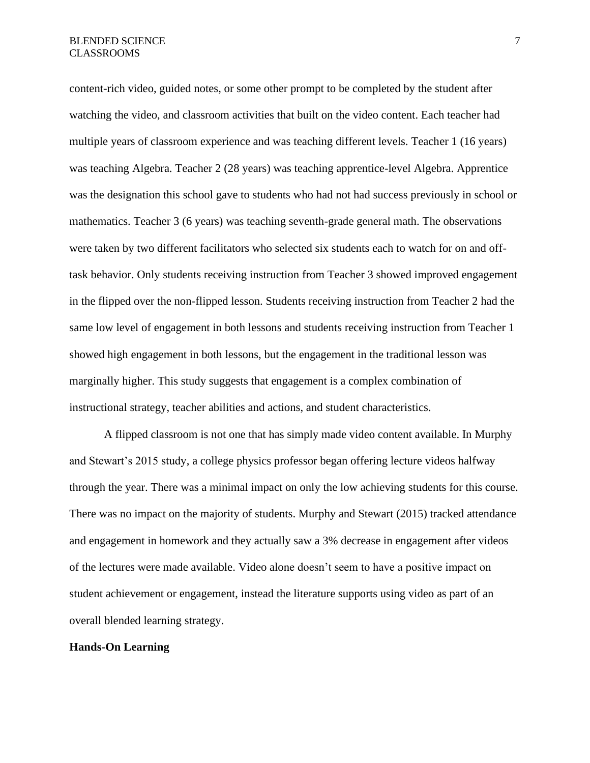content-rich video, guided notes, or some other prompt to be completed by the student after watching the video, and classroom activities that built on the video content. Each teacher had multiple years of classroom experience and was teaching different levels. Teacher 1 (16 years) was teaching Algebra. Teacher 2 (28 years) was teaching apprentice-level Algebra. Apprentice was the designation this school gave to students who had not had success previously in school or mathematics. Teacher 3 (6 years) was teaching seventh-grade general math. The observations were taken by two different facilitators who selected six students each to watch for on and off-task behavior. Only students receiving instruction from Teacher 3 showed improved engagement in the flipped over the non-flipped lesson. Students receiving instruction from Teacher 2 had the same low level of engagement in both lessons and students receiving instruction from Teacher 1 showed high engagement in both lessons, but the engagement in the traditional lesson was marginally higher. This study suggests that engagement is a complex combination of instructional strategy, teacher abilities and actions, and student characteristics.

A flipped classroom is not one that has simply made video content available. In Murphy and Stewart's 2015 study, a college physics professor began offering lecture videos halfway through the year. There was a minimal impact on only the low achieving students for this course. There was no impact on the majority of students. Murphy and Stewart (2015) tracked attendance and engagement in homework and they actually saw a 3% decrease in engagement after videos of the lectures were made available. Video alone doesn't seem to have a positive impact on student achievement or engagement, instead the literature supports using video as part of an overall blended learning strategy.

## Hands-On Learning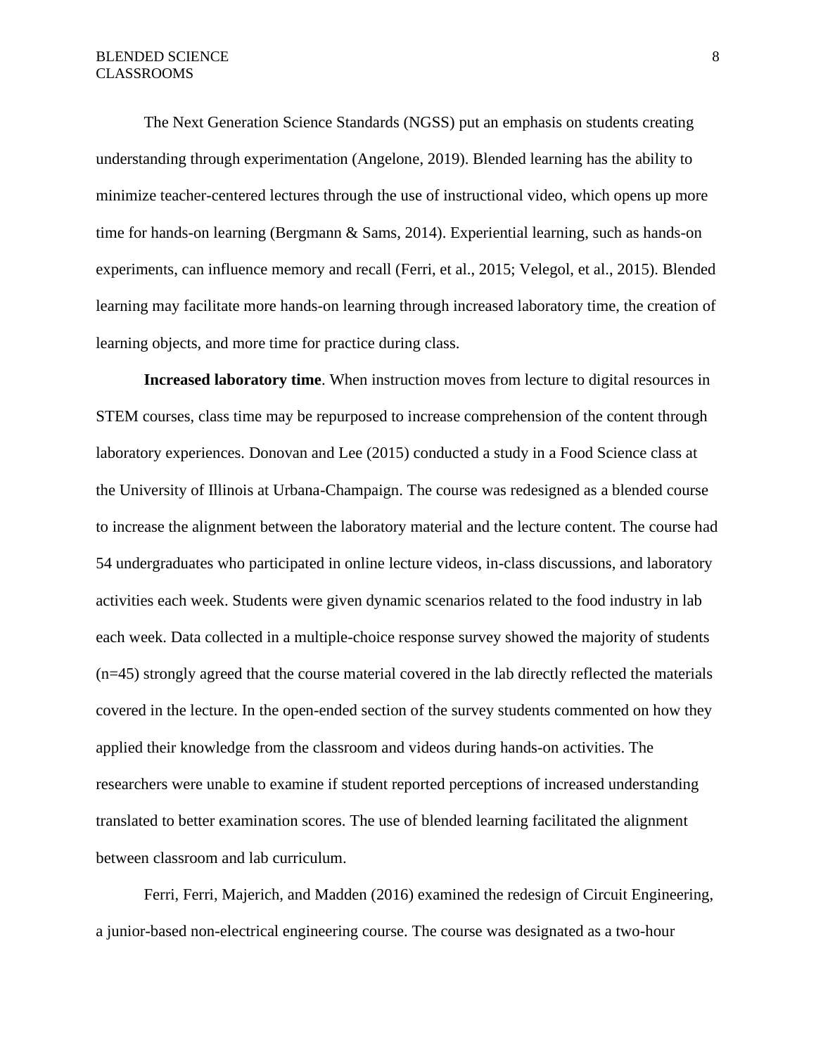The Next Generation Science Standards (NGSS) put an emphasis on students creating understanding through experimentation (Angelone, 2019). Blended learning has the ability to minimize teacher-centered lectures through the use of instructional video, which opens up more time for hands-on learning (Bergmann & Sams, 2014). Experiential learning, such as hands-on experiments, can influence memory and recall (Ferri, et al., 2015; Velegol, et al., 2015). Blended learning may facilitate more hands-on learning through increased laboratory time, the creation of learning objects, and more time for practice during class.

**Increased laboratory time**. When instruction moves from lecture to digital resources in STEM courses, class time may be repurposed to increase comprehension of the content through laboratory experiences. Donovan and Lee (2015) conducted a study in a Food Science class at the University of Illinois at Urbana-Champaign. The course was redesigned as a blended course to increase the alignment between the laboratory material and the lecture content. The course had 54 undergraduates who participated in online lecture videos, in-class discussions, and laboratory activities each week. Students were given dynamic scenarios related to the food industry in lab each week. Data collected in a multiple-choice response survey showed the majority of students (n=45) strongly agreed that the course material covered in the lab directly reflected the materials covered in the lecture. In the open-ended section of the survey students commented on how they applied their knowledge from the classroom and videos during hands-on activities. The researchers were unable to examine if student reported perceptions of increased understanding translated to better examination scores. The use of blended learning facilitated the alignment between classroom and lab curriculum.

Ferri, Ferri, Majerich, and Madden (2016) examined the redesign of Circuit Engineering, a junior-based non-electrical engineering course. The course was designated as a two-hour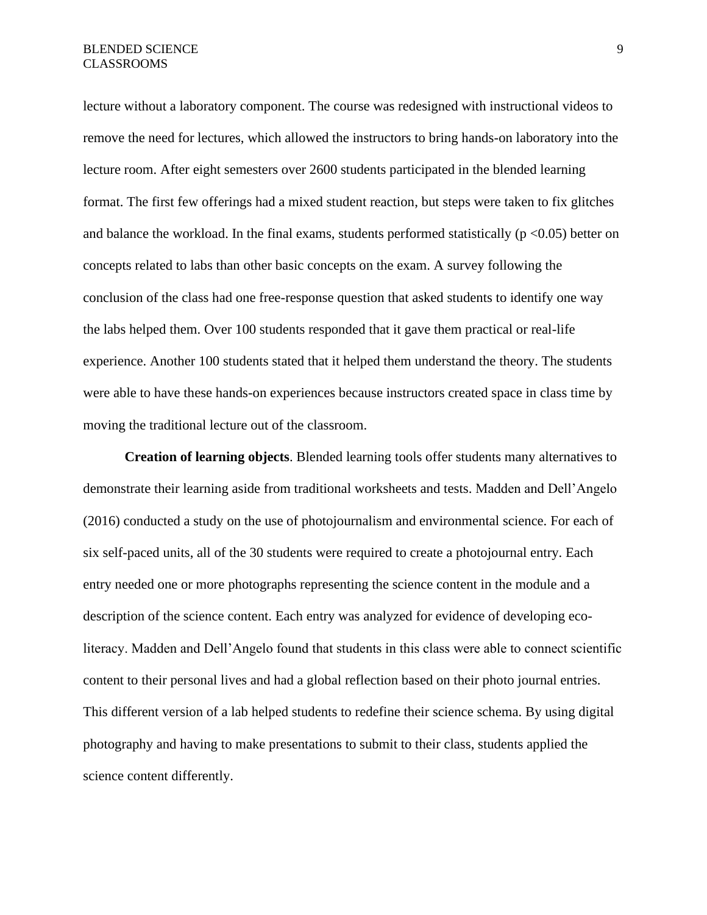lecture without a laboratory component. The course was redesigned with instructional videos to remove the need for lectures, which allowed the instructors to bring hands-on laboratory into the lecture room. After eight semesters over 2600 students participated in the blended learning format. The first few offerings had a mixed student reaction, but steps were taken to fix glitches and balance the workload. In the final exams, students performed statistically ($p < 0.05$) better on concepts related to labs than other basic concepts on the exam. A survey following the conclusion of the class had one free-response question that asked students to identify one way the labs helped them. Over 100 students responded that it gave them practical or real-life experience. Another 100 students stated that it helped them understand the theory. The students were able to have these hands-on experiences because instructors created space in class time by moving the traditional lecture out of the classroom.

**Creation of learning objects**. Blended learning tools offer students many alternatives to demonstrate their learning aside from traditional worksheets and tests. Madden and Dell'Angelo (2016) conducted a study on the use of photojournalism and environmental science. For each of six self-paced units, all of the 30 students were required to create a photojournal entry. Each entry needed one or more photographs representing the science content in the module and a description of the science content. Each entry was analyzed for evidence of developing eco-literacy. Madden and Dell'Angelo found that students in this class were able to connect scientific content to their personal lives and had a global reflection based on their photo journal entries. This different version of a lab helped students to redefine their science schema. By using digital photography and having to make presentations to submit to their class, students applied the science content differently.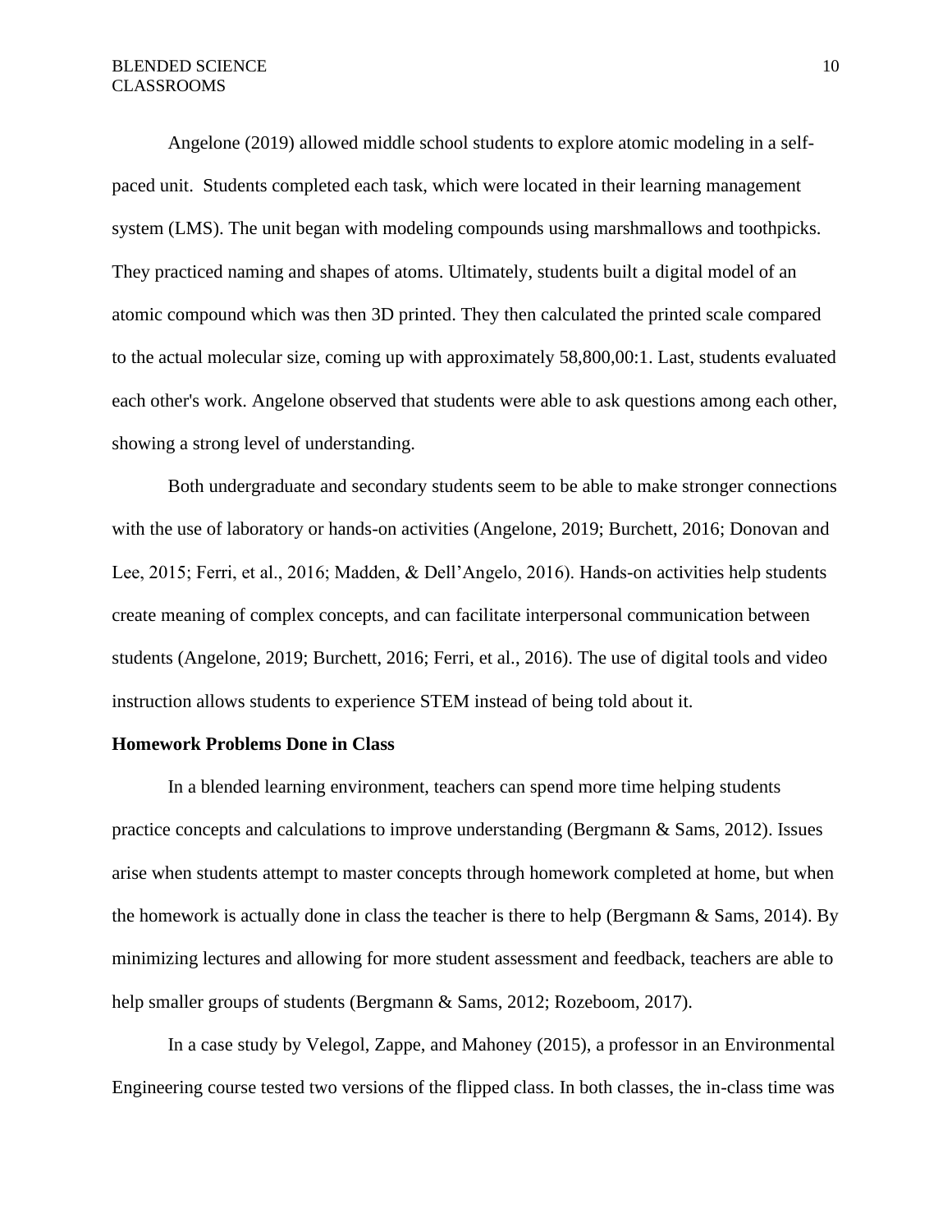Angelone (2019) allowed middle school students to explore atomic modeling in a self-paced unit.  Students completed each task, which were located in their learning management system (LMS). The unit began with modeling compounds using marshmallows and toothpicks. They practiced naming and shapes of atoms. Ultimately, students built a digital model of an atomic compound which was then 3D printed. They then calculated the printed scale compared to the actual molecular size, coming up with approximately 58,800,00:1. Last, students evaluated each other's work. Angelone observed that students were able to ask questions among each other, showing a strong level of understanding.

Both undergraduate and secondary students seem to be able to make stronger connections with the use of laboratory or hands-on activities (Angelone, 2019; Burchett, 2016; Donovan and Lee, 2015; Ferri, et al., 2016; Madden, & Dell'Angelo, 2016). Hands-on activities help students create meaning of complex concepts, and can facilitate interpersonal communication between students (Angelone, 2019; Burchett, 2016; Ferri, et al., 2016). The use of digital tools and video instruction allows students to experience STEM instead of being told about it.

**Homework Problems Done in Class**

In a blended learning environment, teachers can spend more time helping students practice concepts and calculations to improve understanding (Bergmann & Sams, 2012). Issues arise when students attempt to master concepts through homework completed at home, but when the homework is actually done in class the teacher is there to help (Bergmann & Sams, 2014). By minimizing lectures and allowing for more student assessment and feedback, teachers are able to help smaller groups of students (Bergmann & Sams, 2012; Rozeboom, 2017).

In a case study by Velegol, Zappe, and Mahoney (2015), a professor in an Environmental Engineering course tested two versions of the flipped class. In both classes, the in-class time was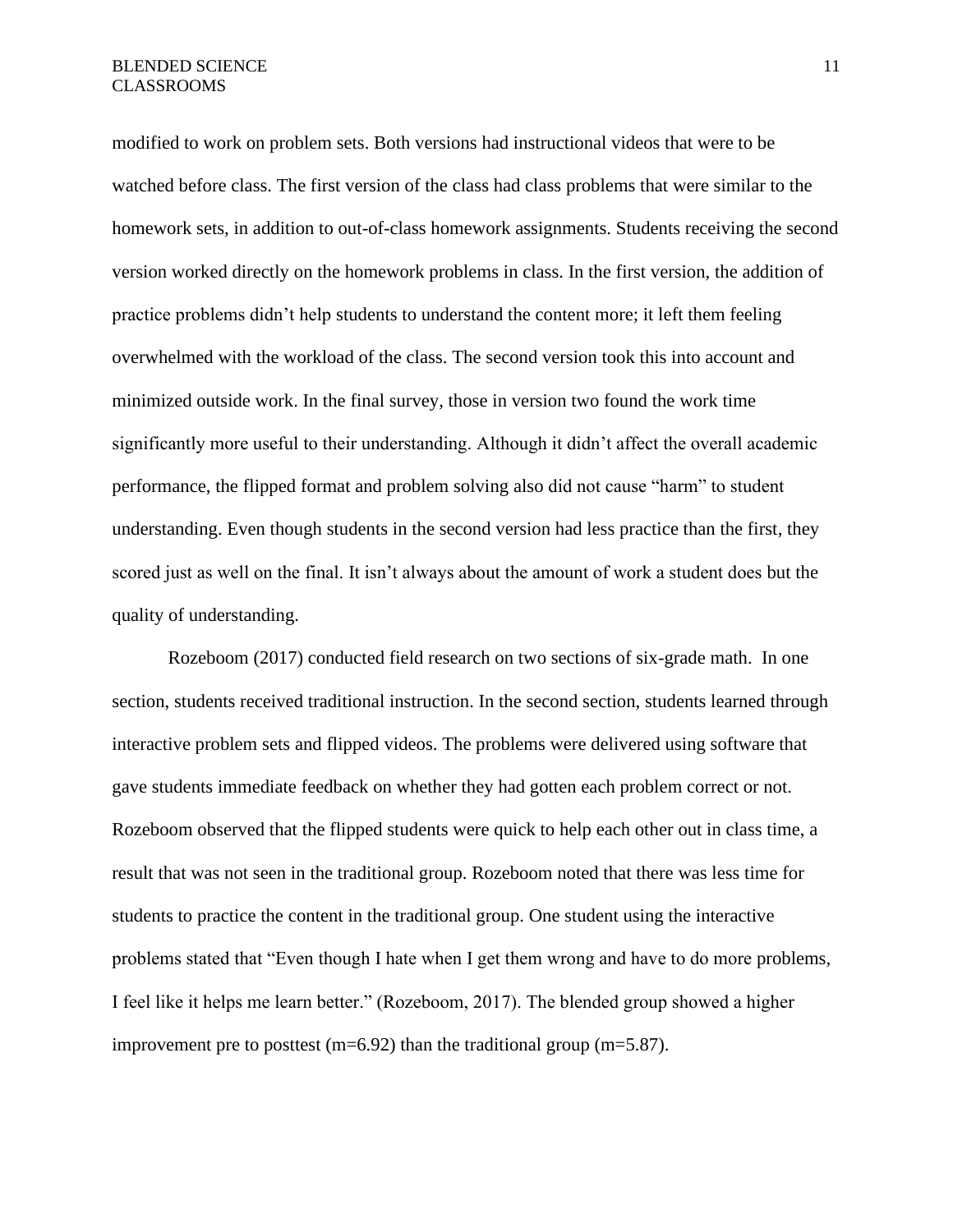modified to work on problem sets. Both versions had instructional videos that were to be watched before class. The first version of the class had class problems that were similar to the homework sets, in addition to out-of-class homework assignments. Students receiving the second version worked directly on the homework problems in class. In the first version, the addition of practice problems didn't help students to understand the content more; it left them feeling overwhelmed with the workload of the class. The second version took this into account and minimized outside work. In the final survey, those in version two found the work time significantly more useful to their understanding. Although it didn't affect the overall academic performance, the flipped format and problem solving also did not cause "harm" to student understanding. Even though students in the second version had less practice than the first, they scored just as well on the final. It isn't always about the amount of work a student does but the quality of understanding.

Rozeboom (2017) conducted field research on two sections of six-grade math. In one section, students received traditional instruction. In the second section, students learned through interactive problem sets and flipped videos. The problems were delivered using software that gave students immediate feedback on whether they had gotten each problem correct or not. Rozeboom observed that the flipped students were quick to help each other out in class time, a result that was not seen in the traditional group. Rozeboom noted that there was less time for students to practice the content in the traditional group. One student using the interactive problems stated that "Even though I hate when I get them wrong and have to do more problems, I feel like it helps me learn better." (Rozeboom, 2017). The blended group showed a higher improvement pre to posttest ($m=6.92$) than the traditional group ($m=5.87$).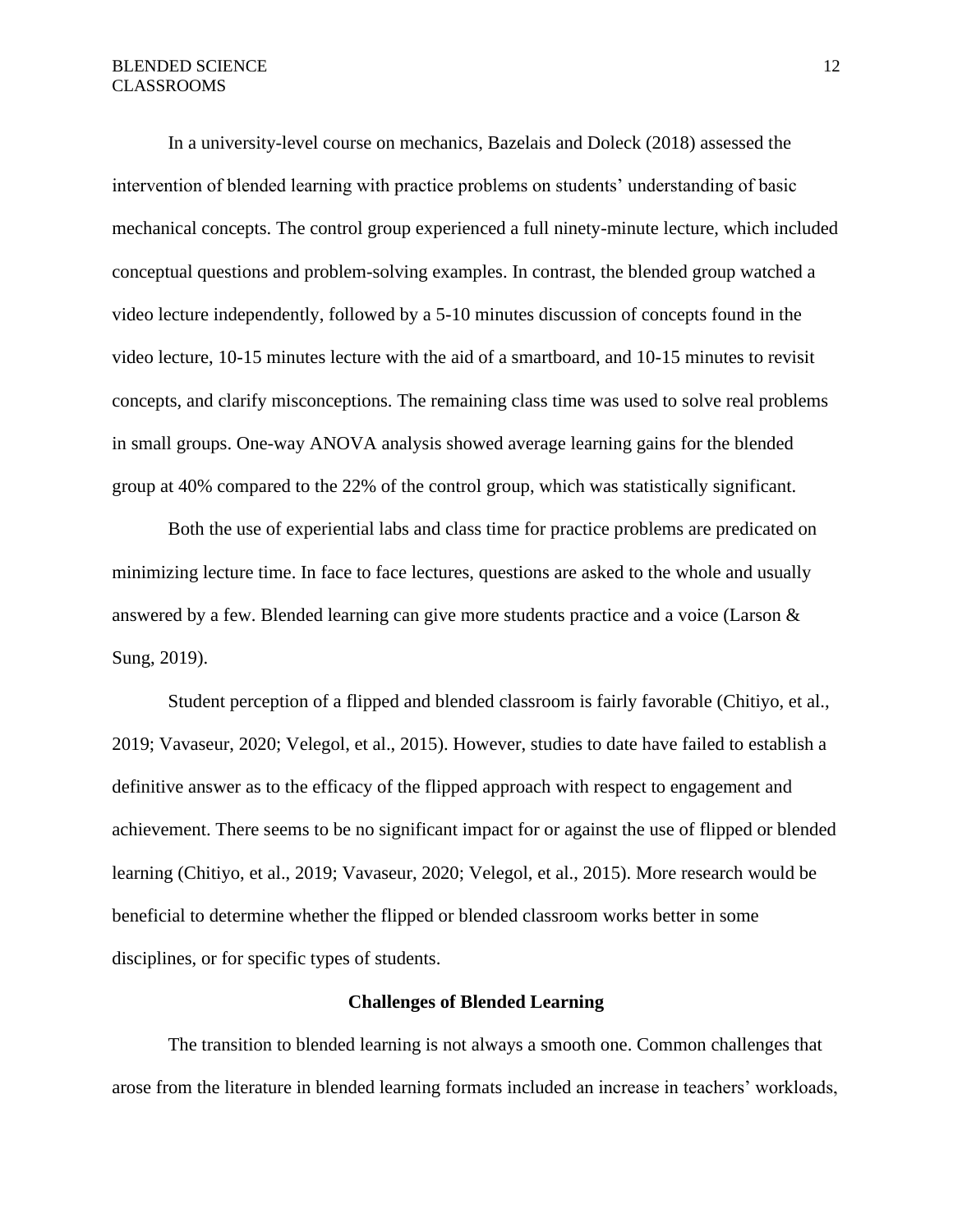In a university-level course on mechanics, Bazelais and Doleck (2018) assessed the intervention of blended learning with practice problems on students' understanding of basic mechanical concepts. The control group experienced a full ninety-minute lecture, which included conceptual questions and problem-solving examples. In contrast, the blended group watched a video lecture independently, followed by a 5-10 minutes discussion of concepts found in the video lecture, 10-15 minutes lecture with the aid of a smartboard, and 10-15 minutes to revisit concepts, and clarify misconceptions. The remaining class time was used to solve real problems in small groups. One-way ANOVA analysis showed average learning gains for the blended group at 40% compared to the 22% of the control group, which was statistically significant.

Both the use of experiential labs and class time for practice problems are predicated on minimizing lecture time. In face to face lectures, questions are asked to the whole and usually answered by a few. Blended learning can give more students practice and a voice (Larson & Sung, 2019).

Student perception of a flipped and blended classroom is fairly favorable (Chitiyo, et al., 2019; Vavaseur, 2020; Velegol, et al., 2015). However, studies to date have failed to establish a definitive answer as to the efficacy of the flipped approach with respect to engagement and achievement. There seems to be no significant impact for or against the use of flipped or blended learning (Chitiyo, et al., 2019; Vavaseur, 2020; Velegol, et al., 2015). More research would be beneficial to determine whether the flipped or blended classroom works better in some disciplines, or for specific types of students.

## Challenges of Blended Learning

The transition to blended learning is not always a smooth one. Common challenges that arose from the literature in blended learning formats included an increase in teachers' workloads,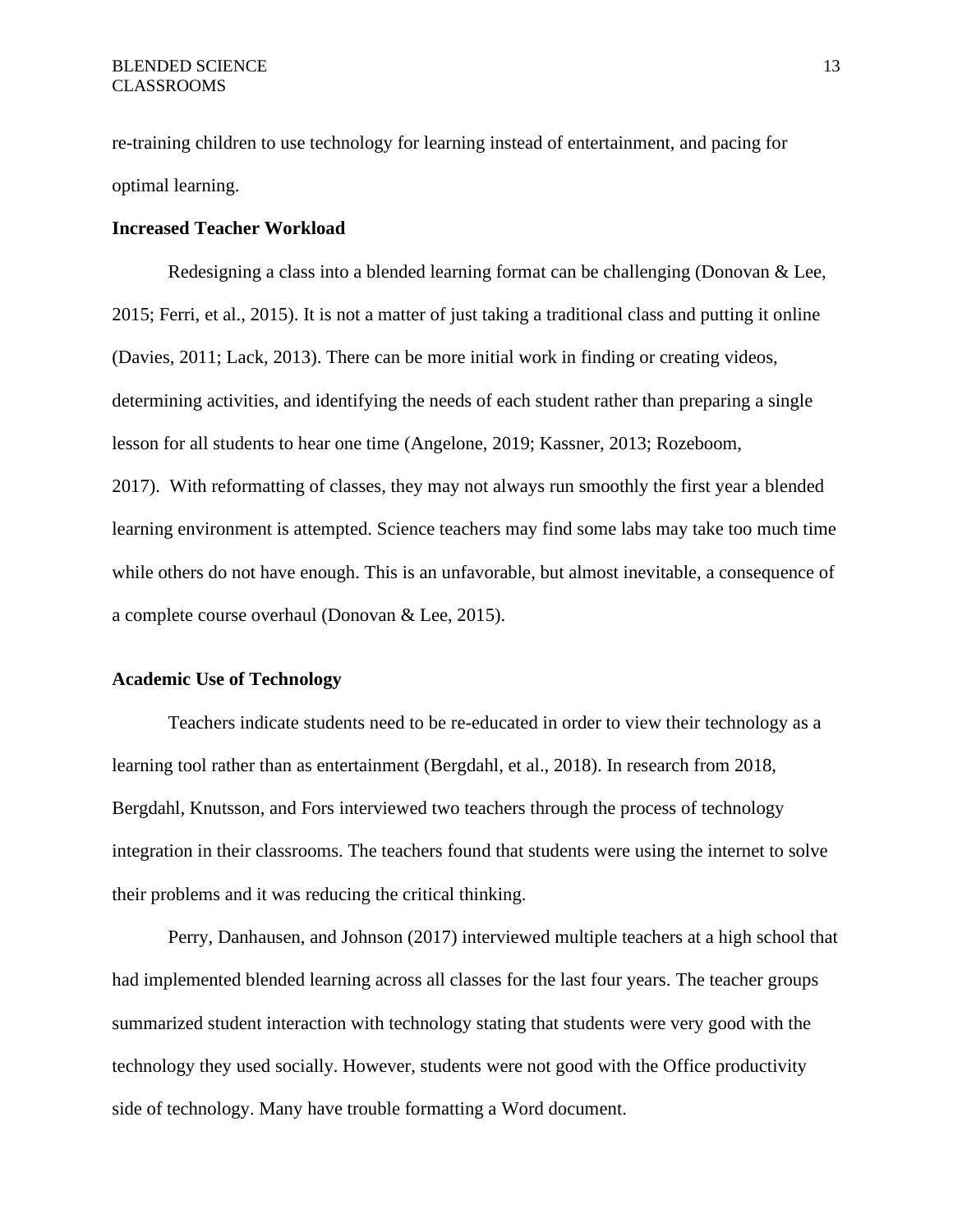re-training children to use technology for learning instead of entertainment, and pacing for optimal learning.

**Increased Teacher Workload**

Redesigning a class into a blended learning format can be challenging (Donovan & Lee, 2015; Ferri, et al., 2015). It is not a matter of just taking a traditional class and putting it online (Davies, 2011; Lack, 2013). There can be more initial work in finding or creating videos, determining activities, and identifying the needs of each student rather than preparing a single lesson for all students to hear one time (Angelone, 2019; Kassner, 2013; Rozeboom, 2017). With reformatting of classes, they may not always run smoothly the first year a blended learning environment is attempted. Science teachers may find some labs may take too much time while others do not have enough. This is an unfavorable, but almost inevitable, a consequence of a complete course overhaul (Donovan & Lee, 2015).

**Academic Use of Technology**

Teachers indicate students need to be re-educated in order to view their technology as a learning tool rather than as entertainment (Bergdahl, et al., 2018). In research from 2018, Bergdahl, Knutsson, and Fors interviewed two teachers through the process of technology integration in their classrooms. The teachers found that students were using the internet to solve their problems and it was reducing the critical thinking.

Perry, Danhausen, and Johnson (2017) interviewed multiple teachers at a high school that had implemented blended learning across all classes for the last four years. The teacher groups summarized student interaction with technology stating that students were very good with the technology they used socially. However, students were not good with the Office productivity side of technology. Many have trouble formatting a Word document.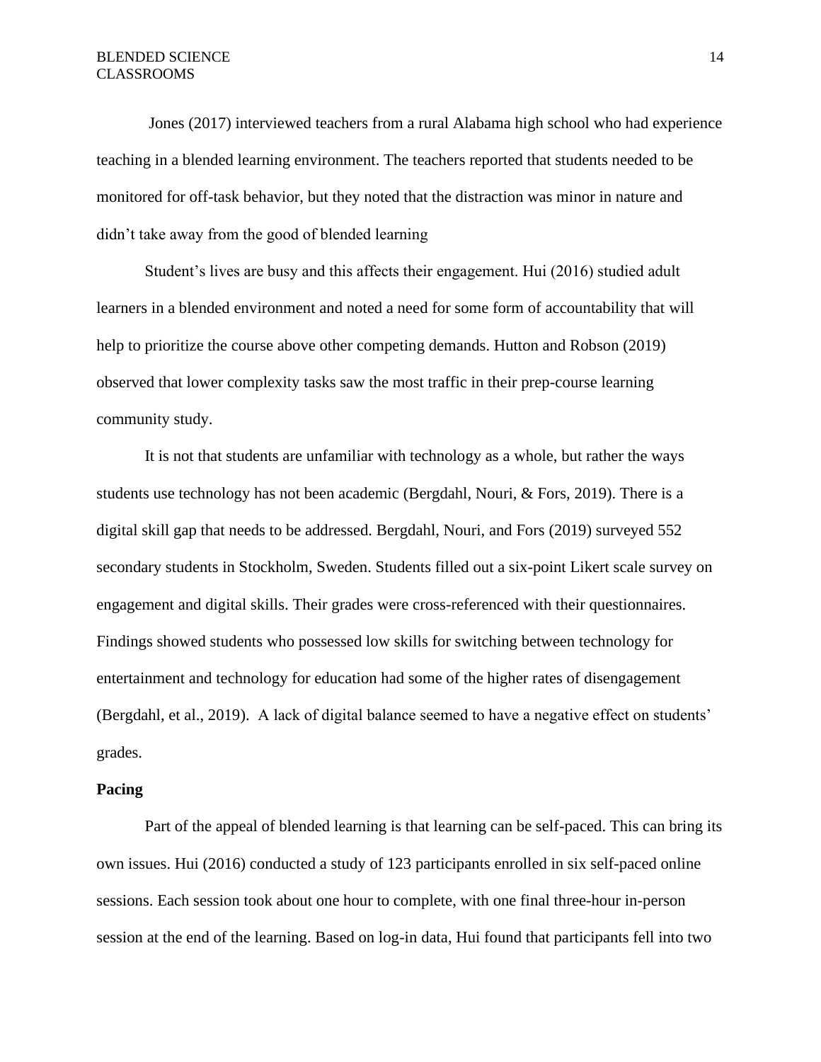Jones (2017) interviewed teachers from a rural Alabama high school who had experience teaching in a blended learning environment. The teachers reported that students needed to be monitored for off-task behavior, but they noted that the distraction was minor in nature and didn't take away from the good of blended learning

Student's lives are busy and this affects their engagement. Hui (2016) studied adult learners in a blended environment and noted a need for some form of accountability that will help to prioritize the course above other competing demands. Hutton and Robson (2019) observed that lower complexity tasks saw the most traffic in their prep-course learning community study.

It is not that students are unfamiliar with technology as a whole, but rather the ways students use technology has not been academic (Bergdahl, Nouri, & Fors, 2019). There is a digital skill gap that needs to be addressed. Bergdahl, Nouri, and Fors (2019) surveyed 552 secondary students in Stockholm, Sweden. Students filled out a six-point Likert scale survey on engagement and digital skills. Their grades were cross-referenced with their questionnaires. Findings showed students who possessed low skills for switching between technology for entertainment and technology for education had some of the higher rates of disengagement (Bergdahl, et al., 2019). A lack of digital balance seemed to have a negative effect on students' grades.

**Pacing**

Part of the appeal of blended learning is that learning can be self-paced. This can bring its own issues. Hui (2016) conducted a study of 123 participants enrolled in six self-paced online sessions. Each session took about one hour to complete, with one final three-hour in-person session at the end of the learning. Based on log-in data, Hui found that participants fell into two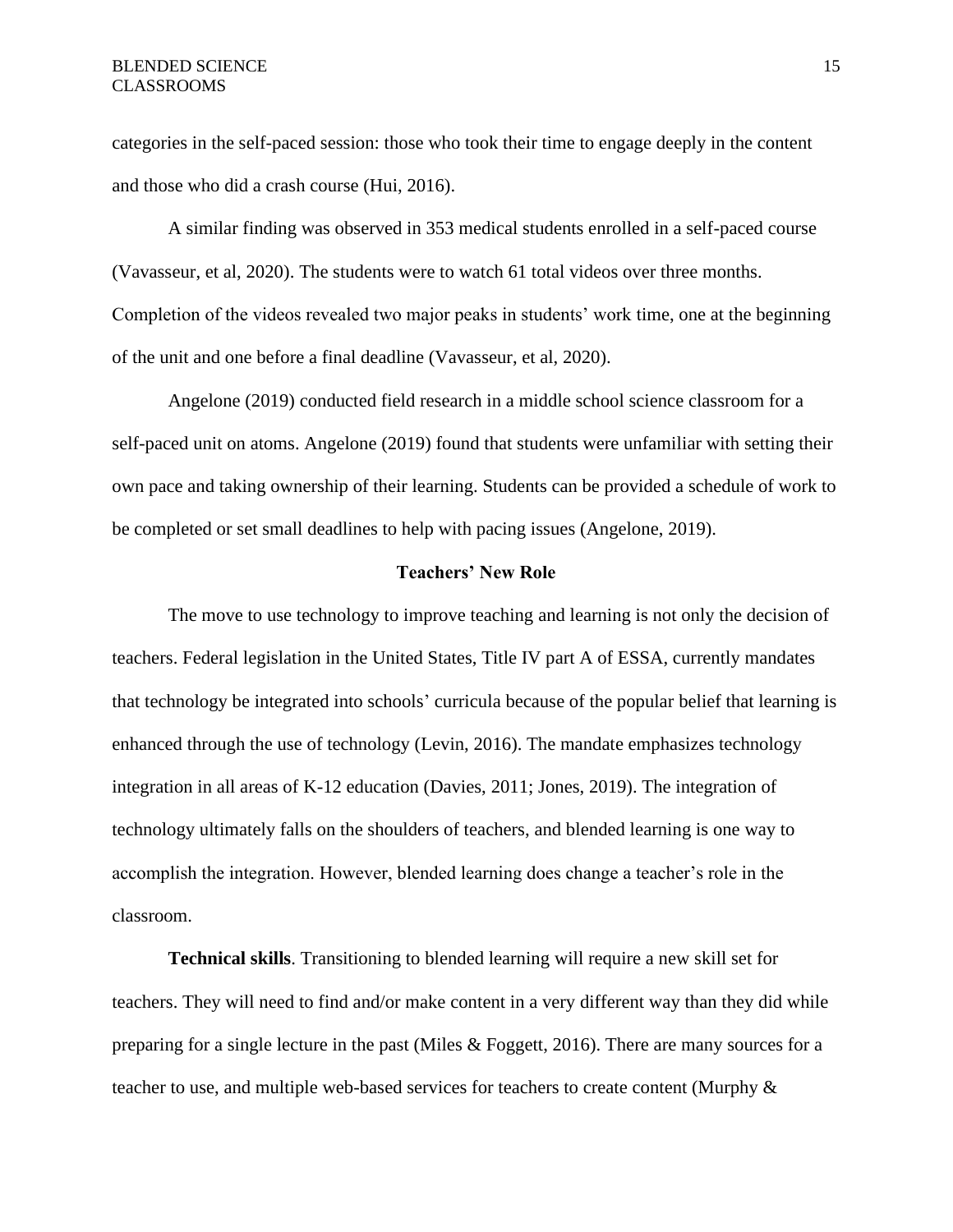categories in the self-paced session: those who took their time to engage deeply in the content and those who did a crash course (Hui, 2016).

A similar finding was observed in 353 medical students enrolled in a self-paced course (Vavasseur, et al, 2020). The students were to watch 61 total videos over three months. Completion of the videos revealed two major peaks in students' work time, one at the beginning of the unit and one before a final deadline (Vavasseur, et al, 2020).

Angelone (2019) conducted field research in a middle school science classroom for a self-paced unit on atoms. Angelone (2019) found that students were unfamiliar with setting their own pace and taking ownership of their learning. Students can be provided a schedule of work to be completed or set small deadlines to help with pacing issues (Angelone, 2019).

## Teachers' New Role

The move to use technology to improve teaching and learning is not only the decision of teachers. Federal legislation in the United States, Title IV part A of ESSA, currently mandates that technology be integrated into schools' curricula because of the popular belief that learning is enhanced through the use of technology (Levin, 2016). The mandate emphasizes technology integration in all areas of K-12 education (Davies, 2011; Jones, 2019). The integration of technology ultimately falls on the shoulders of teachers, and blended learning is one way to accomplish the integration. However, blended learning does change a teacher's role in the classroom.

**Technical skills**. Transitioning to blended learning will require a new skill set for teachers. They will need to find and/or make content in a very different way than they did while preparing for a single lecture in the past (Miles & Foggett, 2016). There are many sources for a teacher to use, and multiple web-based services for teachers to create content (Murphy &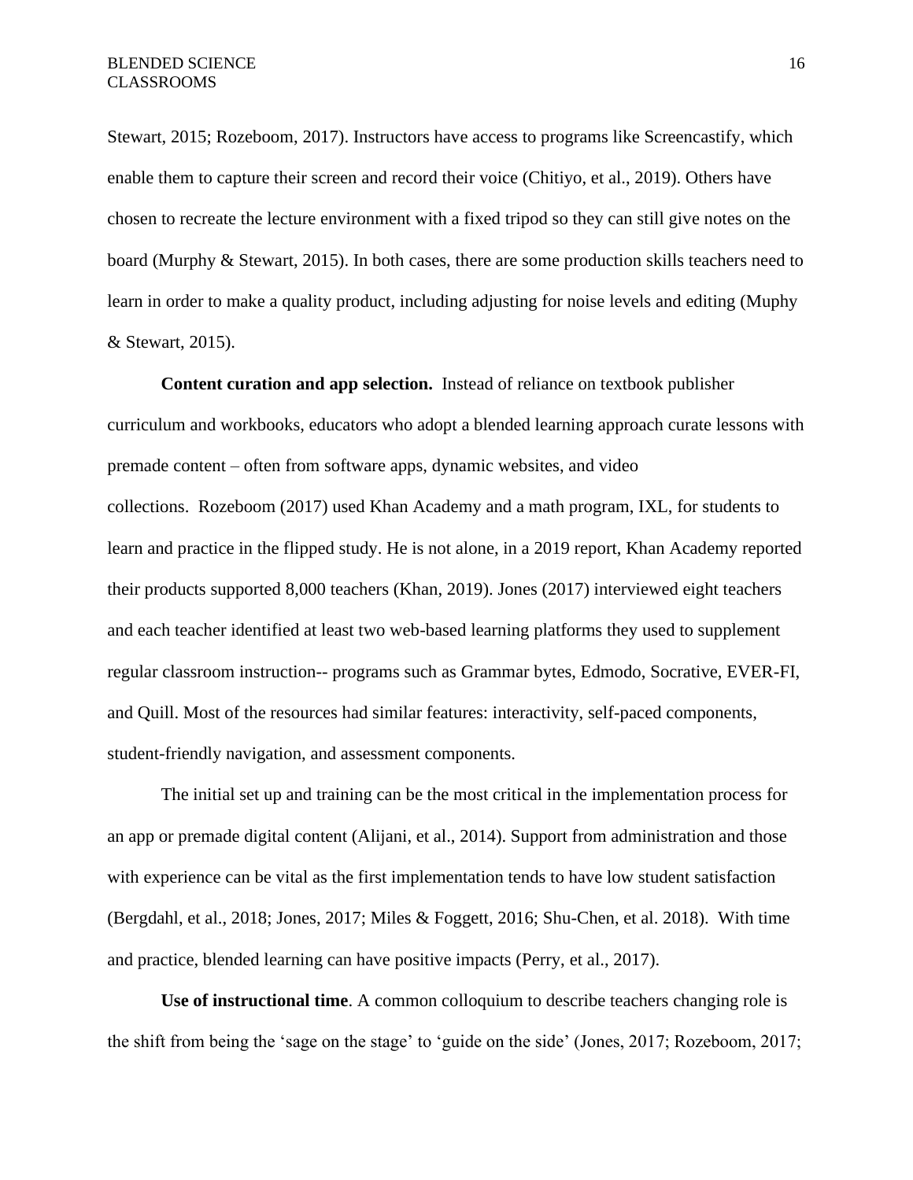Stewart, 2015; Rozeboom, 2017). Instructors have access to programs like Screencastify, which enable them to capture their screen and record their voice (Chitiyo, et al., 2019). Others have chosen to recreate the lecture environment with a fixed tripod so they can still give notes on the board (Murphy & Stewart, 2015). In both cases, there are some production skills teachers need to learn in order to make a quality product, including adjusting for noise levels and editing (Muphy & Stewart, 2015).

**Content curation and app selection.** Instead of reliance on textbook publisher curriculum and workbooks, educators who adopt a blended learning approach curate lessons with premade content – often from software apps, dynamic websites, and video collections. Rozeboom (2017) used Khan Academy and a math program, IXL, for students to learn and practice in the flipped study. He is not alone, in a 2019 report, Khan Academy reported their products supported 8,000 teachers (Khan, 2019). Jones (2017) interviewed eight teachers and each teacher identified at least two web-based learning platforms they used to supplement regular classroom instruction-- programs such as Grammar bytes, Edmodo, Socrative, EVER-FI, and Quill. Most of the resources had similar features: interactivity, self-paced components, student-friendly navigation, and assessment components.

The initial set up and training can be the most critical in the implementation process for an app or premade digital content (Alijani, et al., 2014). Support from administration and those with experience can be vital as the first implementation tends to have low student satisfaction (Bergdahl, et al., 2018; Jones, 2017; Miles & Foggett, 2016; Shu-Chen, et al. 2018). With time and practice, blended learning can have positive impacts (Perry, et al., 2017).

**Use of instructional time**. A common colloquium to describe teachers changing role is the shift from being the 'sage on the stage' to 'guide on the side' (Jones, 2017; Rozeboom, 2017;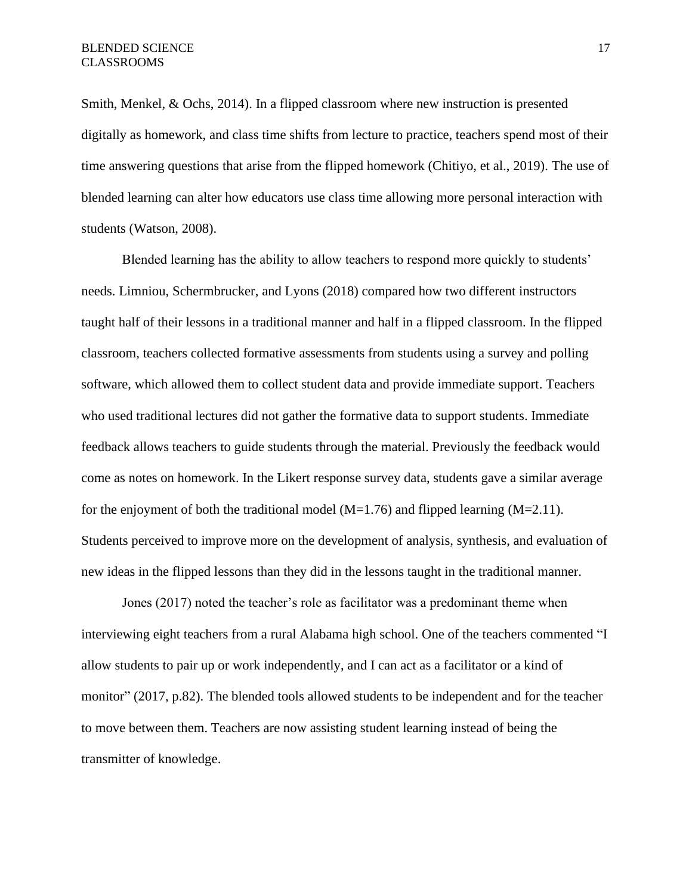Smith, Menkel, & Ochs, 2014). In a flipped classroom where new instruction is presented digitally as homework, and class time shifts from lecture to practice, teachers spend most of their time answering questions that arise from the flipped homework (Chitiyo, et al., 2019). The use of blended learning can alter how educators use class time allowing more personal interaction with students (Watson, 2008).

Blended learning has the ability to allow teachers to respond more quickly to students' needs. Limniou, Schermbrucker, and Lyons (2018) compared how two different instructors taught half of their lessons in a traditional manner and half in a flipped classroom. In the flipped classroom, teachers collected formative assessments from students using a survey and polling software, which allowed them to collect student data and provide immediate support. Teachers who used traditional lectures did not gather the formative data to support students. Immediate feedback allows teachers to guide students through the material. Previously the feedback would come as notes on homework. In the Likert response survey data, students gave a similar average for the enjoyment of both the traditional model ($M=1.76$) and flipped learning ($M=2.11$). Students perceived to improve more on the development of analysis, synthesis, and evaluation of new ideas in the flipped lessons than they did in the lessons taught in the traditional manner.

Jones (2017) noted the teacher's role as facilitator was a predominant theme when interviewing eight teachers from a rural Alabama high school. One of the teachers commented "I allow students to pair up or work independently, and I can act as a facilitator or a kind of monitor" (2017, p.82). The blended tools allowed students to be independent and for the teacher to move between them. Teachers are now assisting student learning instead of being the transmitter of knowledge.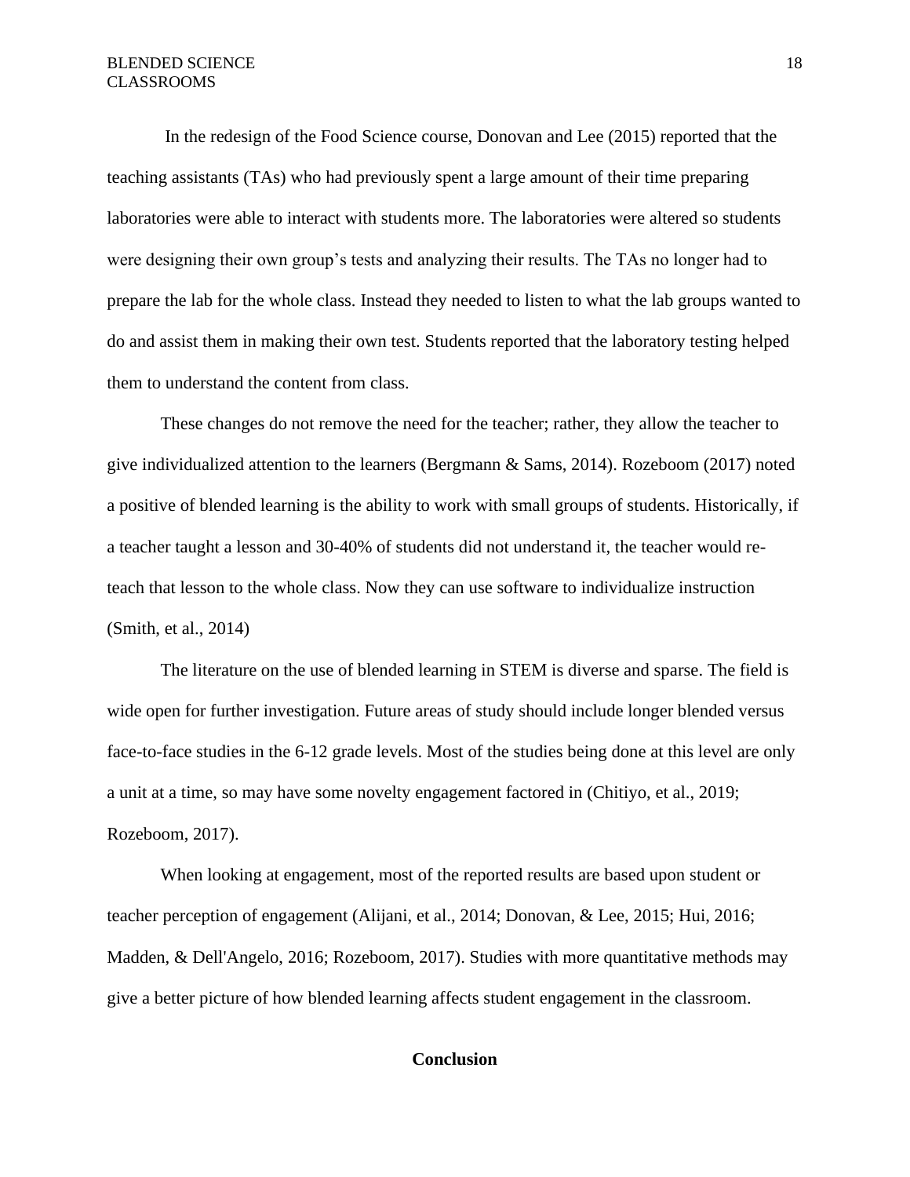In the redesign of the Food Science course, Donovan and Lee (2015) reported that the teaching assistants (TAs) who had previously spent a large amount of their time preparing laboratories were able to interact with students more. The laboratories were altered so students were designing their own group's tests and analyzing their results. The TAs no longer had to prepare the lab for the whole class. Instead they needed to listen to what the lab groups wanted to do and assist them in making their own test. Students reported that the laboratory testing helped them to understand the content from class.

These changes do not remove the need for the teacher; rather, they allow the teacher to give individualized attention to the learners (Bergmann & Sams, 2014). Rozeboom (2017) noted a positive of blended learning is the ability to work with small groups of students. Historically, if a teacher taught a lesson and 30-40% of students did not understand it, the teacher would re-teach that lesson to the whole class. Now they can use software to individualize instruction (Smith, et al., 2014)

The literature on the use of blended learning in STEM is diverse and sparse. The field is wide open for further investigation. Future areas of study should include longer blended versus face-to-face studies in the 6-12 grade levels. Most of the studies being done at this level are only a unit at a time, so may have some novelty engagement factored in (Chitiyo, et al., 2019; Rozeboom, 2017).

When looking at engagement, most of the reported results are based upon student or teacher perception of engagement (Alijani, et al., 2014; Donovan, & Lee, 2015; Hui, 2016; Madden, & Dell'Angelo, 2016; Rozeboom, 2017). Studies with more quantitative methods may give a better picture of how blended learning affects student engagement in the classroom.

## Conclusion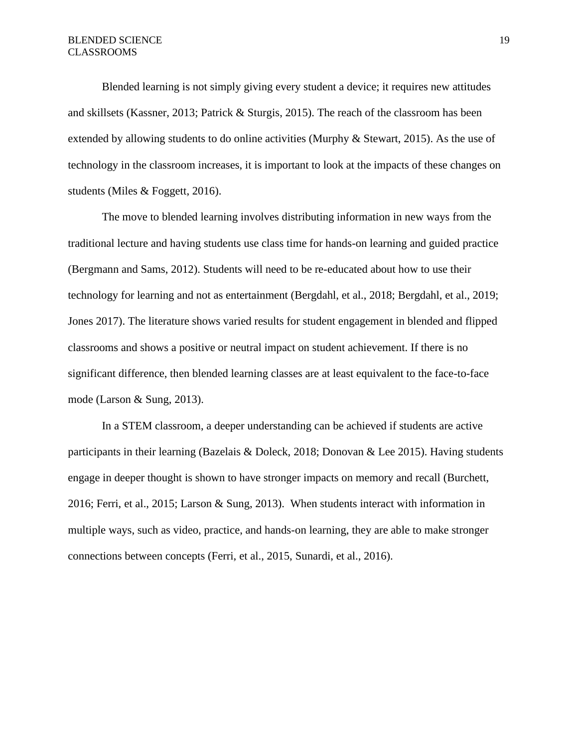Blended learning is not simply giving every student a device; it requires new attitudes and skillsets (Kassner, 2013; Patrick & Sturgis, 2015). The reach of the classroom has been extended by allowing students to do online activities (Murphy & Stewart, 2015). As the use of technology in the classroom increases, it is important to look at the impacts of these changes on students (Miles & Foggett, 2016).

The move to blended learning involves distributing information in new ways from the traditional lecture and having students use class time for hands-on learning and guided practice (Bergmann and Sams, 2012). Students will need to be re-educated about how to use their technology for learning and not as entertainment (Bergdahl, et al., 2018; Bergdahl, et al., 2019; Jones 2017). The literature shows varied results for student engagement in blended and flipped classrooms and shows a positive or neutral impact on student achievement. If there is no significant difference, then blended learning classes are at least equivalent to the face-to-face mode (Larson & Sung, 2013).

In a STEM classroom, a deeper understanding can be achieved if students are active participants in their learning (Bazelais & Doleck, 2018; Donovan & Lee 2015). Having students engage in deeper thought is shown to have stronger impacts on memory and recall (Burchett, 2016; Ferri, et al., 2015; Larson & Sung, 2013). When students interact with information in multiple ways, such as video, practice, and hands-on learning, they are able to make stronger connections between concepts (Ferri, et al., 2015, Sunardi, et al., 2016).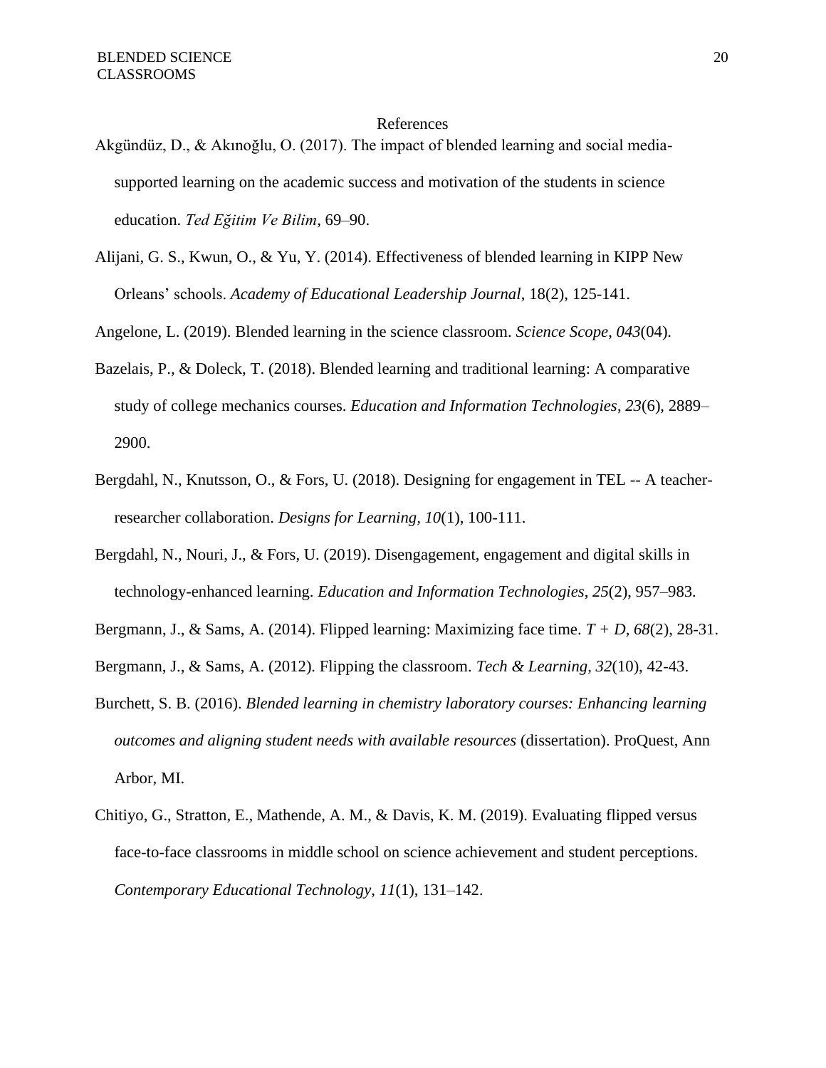# References

Akgündüz, D., & Akınoğlu, O. (2017). The impact of blended learning and social media-supported learning on the academic success and motivation of the students in science education. *Ted Eğitim Ve Bilim*, 69–90.

Alijani, G. S., Kwun, O., & Yu, Y. (2014). Effectiveness of blended learning in KIPP New Orleans' schools. *Academy of Educational Leadership Journal*, 18(2), 125-141.

Angelone, L. (2019). Blended learning in the science classroom. *Science Scope*, *043*(04).

Bazelais, P., & Doleck, T. (2018). Blended learning and traditional learning: A comparative study of college mechanics courses. *Education and Information Technologies*, *23*(6), 2889–2900.

Bergdahl, N., Knutsson, O., & Fors, U. (2018). Designing for engagement in TEL -- A teacher-researcher collaboration. *Designs for Learning, 10*(1), 100-111.

Bergdahl, N., Nouri, J., & Fors, U. (2019). Disengagement, engagement and digital skills in technology-enhanced learning. *Education and Information Technologies*, *25*(2), 957–983.

Bergmann, J., & Sams, A. (2014). Flipped learning: Maximizing face time. *T + D, 68*(2), 28-31.

Bergmann, J., & Sams, A. (2012). Flipping the classroom. *Tech & Learning, 32*(10), 42-43.

Burchett, S. B. (2016). *Blended learning in chemistry laboratory courses: Enhancing learning outcomes and aligning student needs with available resources* (dissertation). ProQuest, Ann Arbor, MI.

Chitiyo, G., Stratton, E., Mathende, A. M., & Davis, K. M. (2019). Evaluating flipped versus face-to-face classrooms in middle school on science achievement and student perceptions. *Contemporary Educational Technology*, *11*(1), 131–142.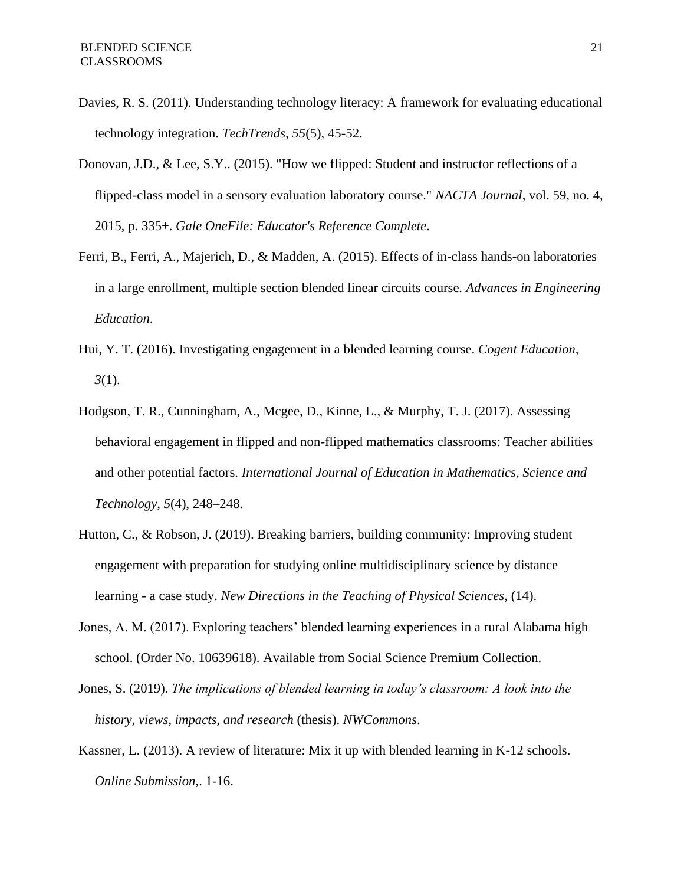Davies, R. S. (2011). Understanding technology literacy: A framework for evaluating educational technology integration. *TechTrends, 55*(5), 45-52.

Donovan, J.D., & Lee, S.Y.. (2015). "How we flipped: Student and instructor reflections of a flipped-class model in a sensory evaluation laboratory course." *NACTA Journal*, vol. 59, no. 4, 2015, p. 335+. *Gale OneFile: Educator's Reference Complete*.

Ferri, B., Ferri, A., Majerich, D., & Madden, A. (2015). Effects of in-class hands-on laboratories in a large enrollment, multiple section blended linear circuits course. *Advances in Engineering Education*.

Hui, Y. T. (2016). Investigating engagement in a blended learning course. *Cogent Education, 3*(1).

Hodgson, T. R., Cunningham, A., Mcgee, D., Kinne, L., & Murphy, T. J. (2017). Assessing behavioral engagement in flipped and non-flipped mathematics classrooms: Teacher abilities and other potential factors. *International Journal of Education in Mathematics, Science and Technology*, *5*(4), 248–248.

Hutton, C., & Robson, J. (2019). Breaking barriers, building community: Improving student engagement with preparation for studying online multidisciplinary science by distance learning - a case study. *New Directions in the Teaching of Physical Sciences*, (14).

Jones, A. M. (2017). Exploring teachers' blended learning experiences in a rural Alabama high school. (Order No. 10639618). Available from Social Science Premium Collection.

Jones, S. (2019). *The implications of blended learning in today's classroom: A look into the history, views, impacts, and research* (thesis). *NWCommons*.

Kassner, L. (2013). A review of literature: Mix it up with blended learning in K-12 schools. *Online Submission*,. 1-16.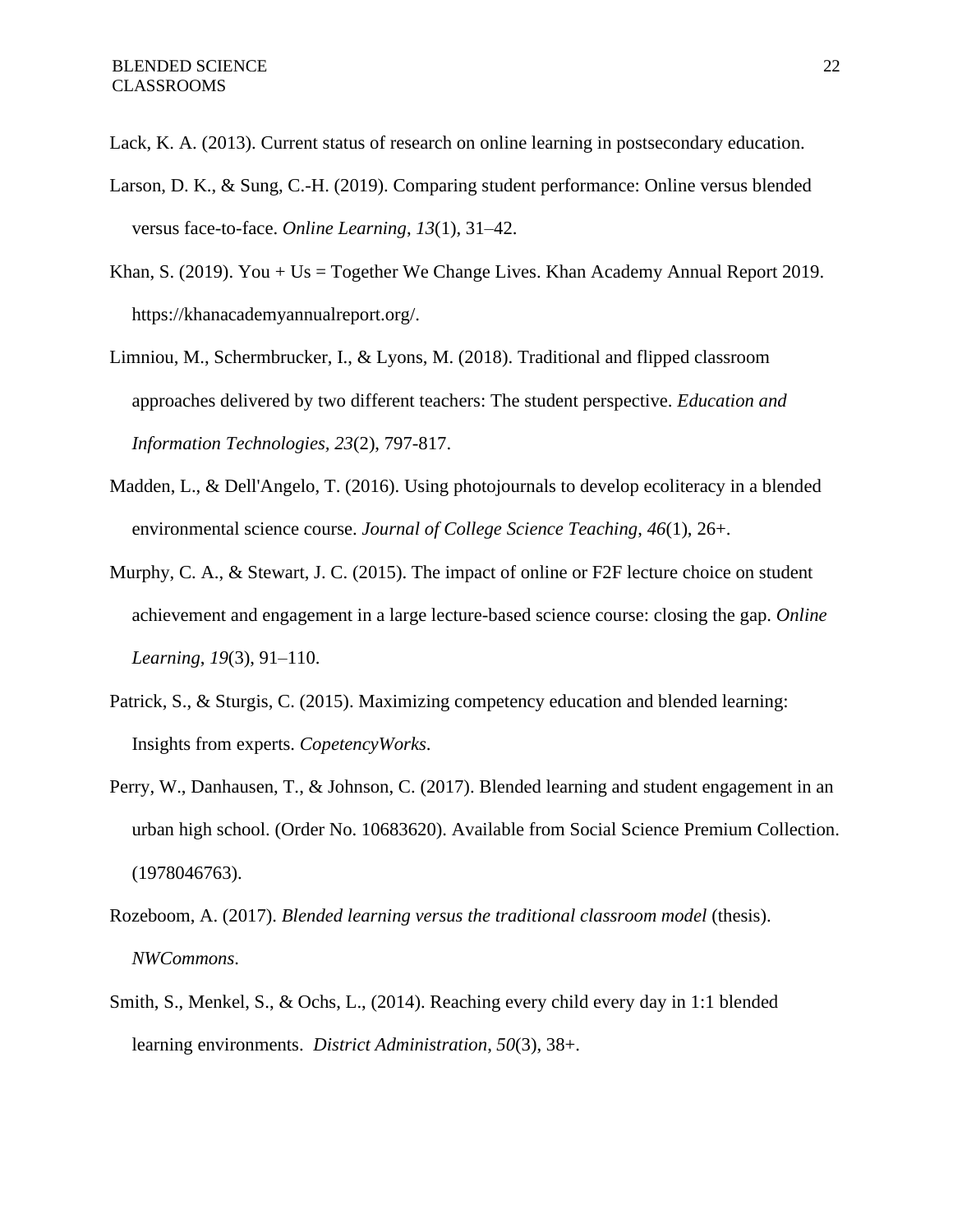Lack, K. A. (2013). Current status of research on online learning in postsecondary education.

Larson, D. K., & Sung, C.-H. (2019). Comparing student performance: Online versus blended versus face-to-face. *Online Learning*, *13*(1), 31–42.

Khan, S. (2019). You + Us = Together We Change Lives. Khan Academy Annual Report 2019. https://khanacademyannualreport.org/.

Limniou, M., Schermbrucker, I., & Lyons, M. (2018). Traditional and flipped classroom approaches delivered by two different teachers: The student perspective. *Education and Information Technologies, 23*(2), 797-817.

Madden, L., & Dell'Angelo, T. (2016). Using photojournals to develop ecoliteracy in a blended environmental science course. *Journal of College Science Teaching*, *46*(1), 26+.

Murphy, C. A., & Stewart, J. C. (2015). The impact of online or F2F lecture choice on student achievement and engagement in a large lecture-based science course: closing the gap. *Online Learning*, *19*(3), 91–110.

Patrick, S., & Sturgis, C. (2015). Maximizing competency education and blended learning: Insights from experts. *CopetencyWorks*.

Perry, W., Danhausen, T., & Johnson, C. (2017). Blended learning and student engagement in an urban high school. (Order No. 10683620). Available from Social Science Premium Collection. (1978046763).

Rozeboom, A. (2017). *Blended learning versus the traditional classroom model* (thesis). *NWCommons*.

Smith, S., Menkel, S., & Ochs, L., (2014). Reaching every child every day in 1:1 blended learning environments. *District Administration*, *50*(3), 38+.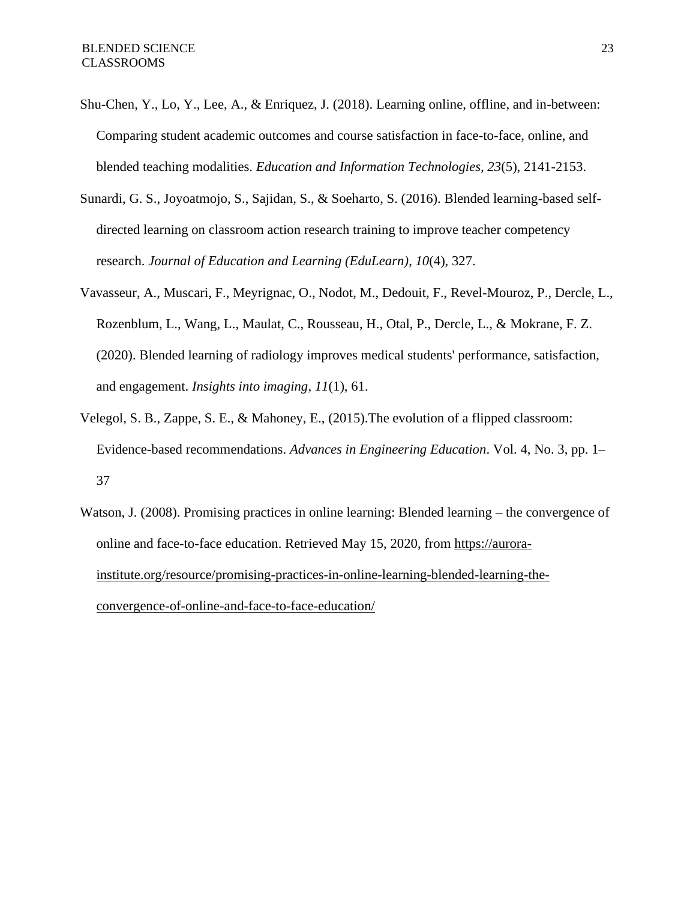Shu-Chen, Y., Lo, Y., Lee, A., & Enriquez, J. (2018). Learning online, offline, and in-between: Comparing student academic outcomes and course satisfaction in face-to-face, online, and blended teaching modalities. *Education and Information Technologies, 23*(5), 2141-2153.

Sunardi, G. S., Joyoatmojo, S., Sajidan, S., & Soeharto, S. (2016). Blended learning-based self-directed learning on classroom action research training to improve teacher competency research. *Journal of Education and Learning (EduLearn)*, *10*(4), 327.

Vavasseur, A., Muscari, F., Meyrignac, O., Nodot, M., Dedouit, F., Revel-Mouroz, P., Dercle, L., Rozenblum, L., Wang, L., Maulat, C., Rousseau, H., Otal, P., Dercle, L., & Mokrane, F. Z. (2020). Blended learning of radiology improves medical students' performance, satisfaction, and engagement. *Insights into imaging*, *11*(1), 61.

Velegol, S. B., Zappe, S. E., & Mahoney, E., (2015).The evolution of a flipped classroom: Evidence-based recommendations. *Advances in Engineering Education*. Vol. 4, No. 3, pp. 1–37

Watson, J. (2008). Promising practices in online learning: Blended learning – the convergence of online and face-to-face education. Retrieved May 15, 2020, from https://aurora-institute.org/resource/promising-practices-in-online-learning-blended-learning-the-convergence-of-online-and-face-to-face-education/